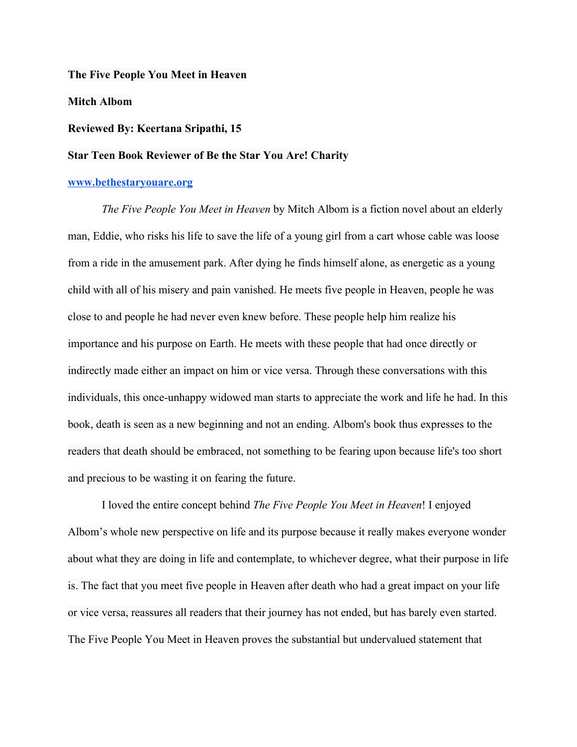**The Five People You Meet in Heaven**

**Mitch Albom**

**Reviewed By: Keertana Sripathi, 15**

**Star Teen Book Reviewer of Be the Star You Are! Charity**

**[www.bethestaryouare.org](http://www.bethestaryouare.org)**

*The Five People You Meet in Heaven* by Mitch Albom is a fiction novel about an elderly man, Eddie, who risks his life to save the life of a young girl from a cart whose cable was loose from a ride in the amusement park. After dying he finds himself alone, as energetic as a young child with all of his misery and pain vanished. He meets five people in Heaven, people he was close to and people he had never even knew before. These people help him realize his importance and his purpose on Earth. He meets with these people that had once directly or indirectly made either an impact on him or vice versa. Through these conversations with this individuals, this once-unhappy widowed man starts to appreciate the work and life he had. In this book, death is seen as a new beginning and not an ending. Albom's book thus expresses to the readers that death should be embraced, not something to be fearing upon because life's too short and precious to be wasting it on fearing the future.

I loved the entire concept behind *The Five People You Meet in Heaven*! I enjoyed Albom's whole new perspective on life and its purpose because it really makes everyone wonder about what they are doing in life and contemplate, to whichever degree, what their purpose in life is. The fact that you meet five people in Heaven after death who had a great impact on your life or vice versa, reassures all readers that their journey has not ended, but has barely even started. The Five People You Meet in Heaven proves the substantial but undervalued statement that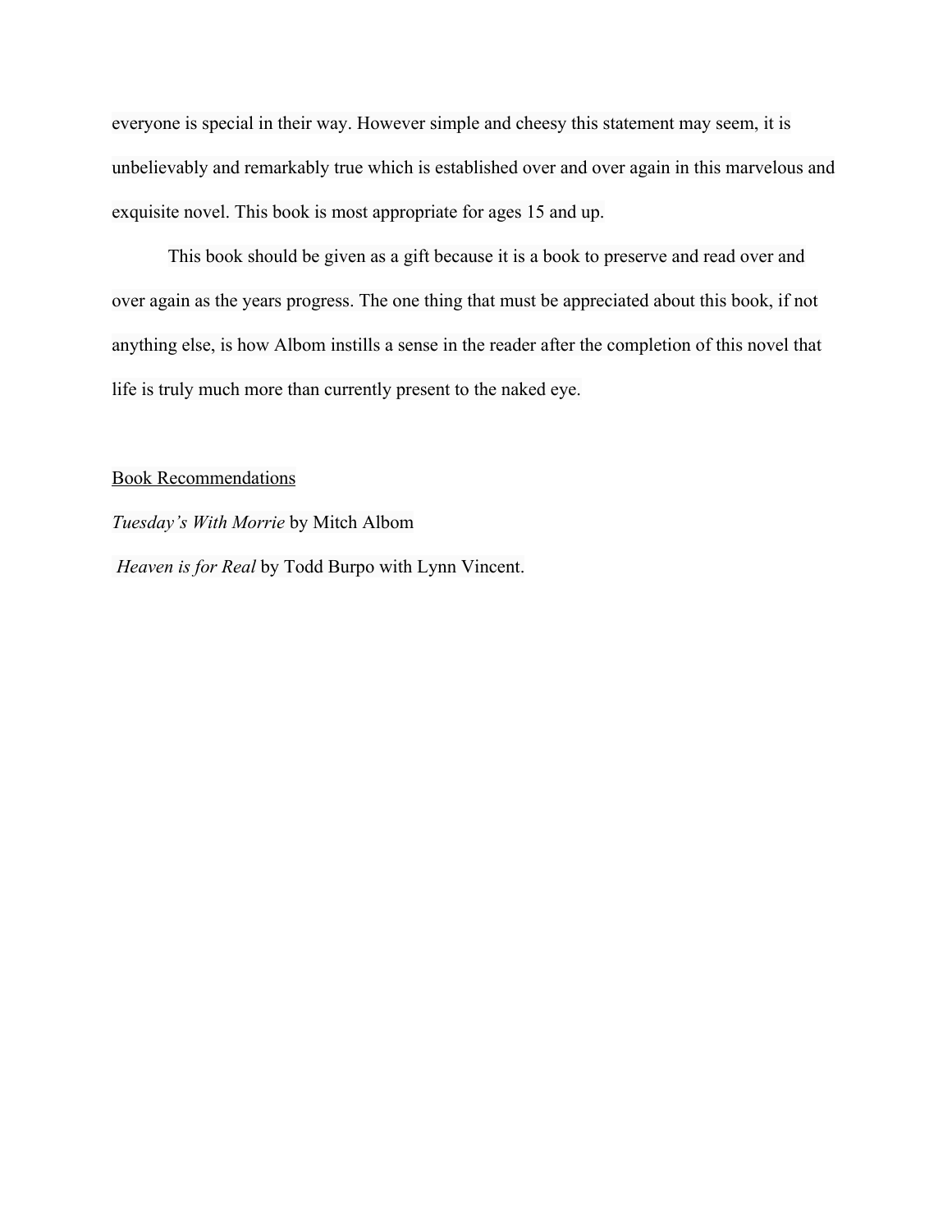everyone is special in their way. However simple and cheesy this statement may seem, it is unbelievably and remarkably true which is established over and over again in this marvelous and exquisite novel. This book is most appropriate for ages 15 and up.

This book should be given as a gift because it is a book to preserve and read over and over again as the years progress. The one thing that must be appreciated about this book, if not anything else, is how Albom instills a sense in the reader after the completion of this novel that life is truly much more than currently present to the naked eye.

<u>Book Recommendations</u>

*Tuesday's With Morrie* by Mitch Albom

*Heaven is for Real* by Todd Burpo with Lynn Vincent.